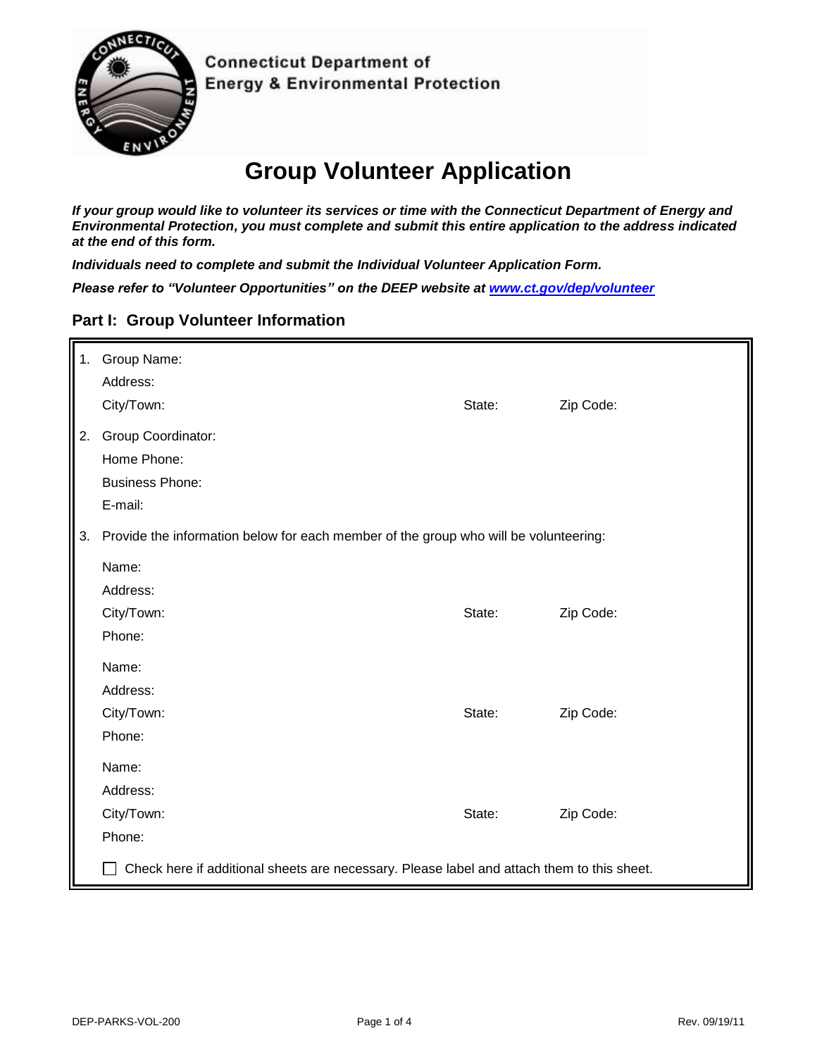Connecticut Department of
Energy & Environmental Protection

# Group Volunteer Application

***If your group would like to volunteer its services or time with the Connecticut Department of Energy and Environmental Protection, you must complete and submit this entire application to the address indicated at the end of this form.***

***Individuals need to complete and submit the Individual Volunteer Application Form.***

***Please refer to "Volunteer Opportunities" on the DEEP website at [www.ct.gov/dep/volunteer](http://www.ct.gov/dep/volunteer)***

## Part I: Group Volunteer Information

1. Group Name:
   Address:
   City/Town: State: Zip Code:

2. Group Coordinator:
   Home Phone:
   Business Phone:
   E-mail:

3. Provide the information below for each member of the group who will be volunteering:

   Name:
   Address:
   City/Town: State: Zip Code:
   Phone:

   Name:
   Address:
   City/Town: State: Zip Code:
   Phone:

   Name:
   Address:
   City/Town: State: Zip Code:
   Phone:

   ☐ Check here if additional sheets are necessary. Please label and attach them to this sheet.

DEP-PARKS-VOL-200 Rev. 09/19/11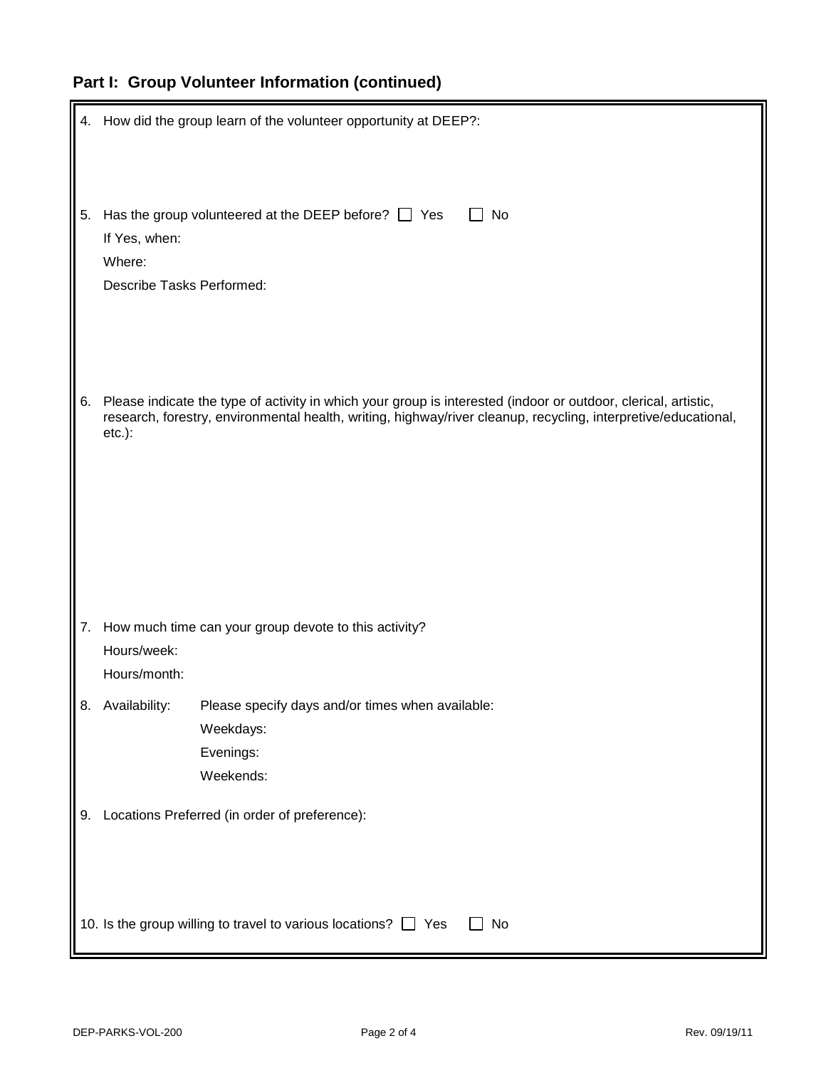## Part I: Group Volunteer Information (continued)

4. How did the group learn of the volunteer opportunity at DEEP?:

5. Has the group volunteered at the DEEP before? ☐ Yes ☐ No

   If Yes, when:

   Where:

   Describe Tasks Performed:

6. Please indicate the type of activity in which your group is interested (indoor or outdoor, clerical, artistic, research, forestry, environmental health, writing, highway/river cleanup, recycling, interpretive/educational, etc.):

7. How much time can your group devote to this activity?

   Hours/week:

   Hours/month:

8. Availability: Please specify days and/or times when available:

   Weekdays:

   Evenings:

   Weekends:

9. Locations Preferred (in order of preference):

10. Is the group willing to travel to various locations? ☐ Yes ☐ No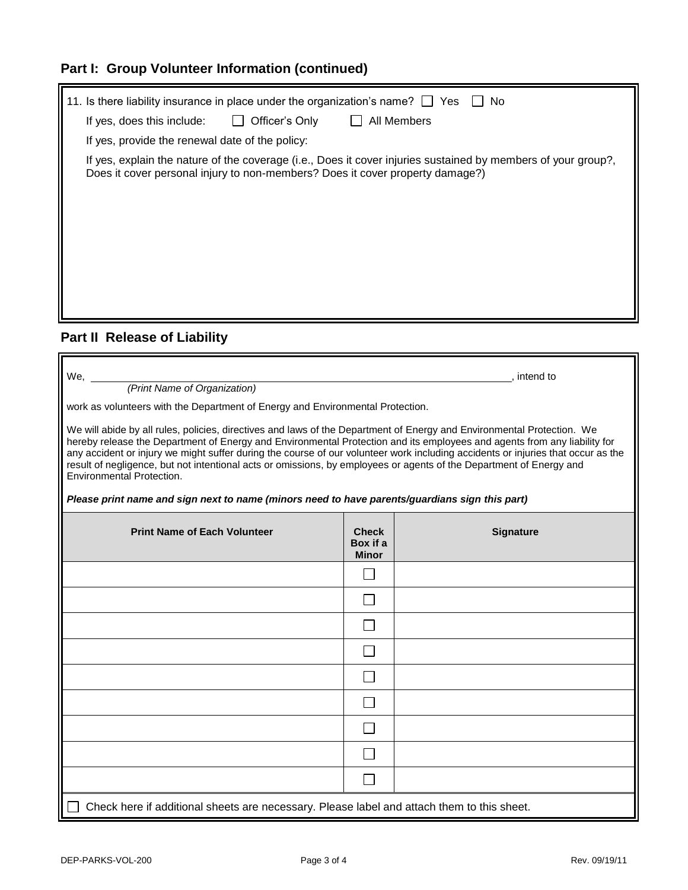## Part I: Group Volunteer Information (continued)

11. Is there liability insurance in place under the organization's name? ☐ Yes ☐ No

    If yes, does this include: ☐ Officer's Only ☐ All Members

    If yes, provide the renewal date of the policy:

    If yes, explain the nature of the coverage (i.e., Does it cover injuries sustained by members of your group?, Does it cover personal injury to non-members? Does it cover property damage?)

## Part II Release of Liability

We, ______________________________________________, intend to
*(Print Name of Organization)*

work as volunteers with the Department of Energy and Environmental Protection.

We will abide by all rules, policies, directives and laws of the Department of Energy and Environmental Protection. We hereby release the Department of Energy and Environmental Protection and its employees and agents from any liability for any accident or injury we might suffer during the course of our volunteer work including accidents or injuries that occur as the result of negligence, but not intentional acts or omissions, by employees or agents of the Department of Energy and Environmental Protection.

***Please print name and sign next to name (minors need to have parents/guardians sign this part)***

| Print Name of Each Volunteer | Check Box if a Minor | Signature |
|---|---|---|
| | ☐ | |
| | ☐ | |
| | ☐ | |
| | ☐ | |
| | ☐ | |
| | ☐ | |
| | ☐ | |
| | ☐ | |
| | ☐ | |

☐ Check here if additional sheets are necessary. Please label and attach them to this sheet.

DEP-PARKS-VOL-200 Rev. 09/19/11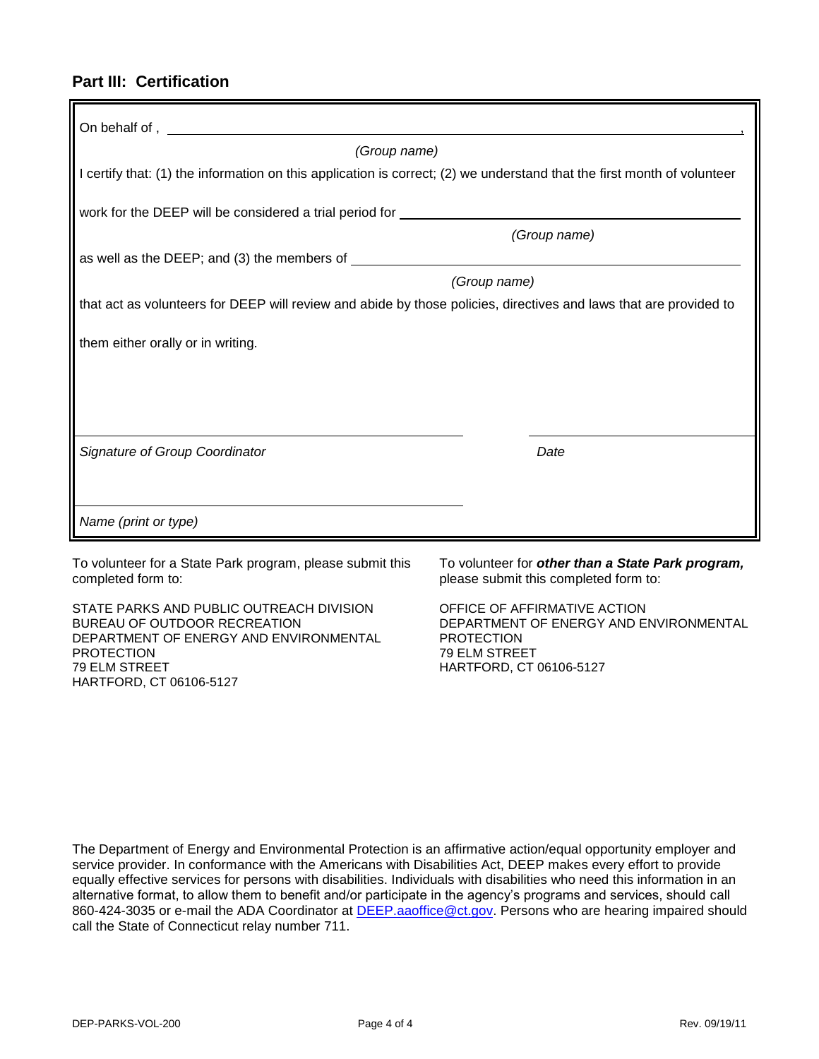## Part III: Certification

On behalf of , ______________________________________________________________,

*(Group name)*

I certify that: (1) the information on this application is correct; (2) we understand that the first month of volunteer work for the DEEP will be considered a trial period for ______________________________________

*(Group name)*

as well as the DEEP; and (3) the members of ______________________________________

*(Group name)*

that act as volunteers for DEEP will review and abide by those policies, directives and laws that are provided to them either orally or in writing.

______________________________________ ______________________

*Signature of Group Coordinator* *Date*

______________________________________

*Name (print or type)*

To volunteer for a State Park program, please submit this completed form to:

STATE PARKS AND PUBLIC OUTREACH DIVISION
BUREAU OF OUTDOOR RECREATION
DEPARTMENT OF ENERGY AND ENVIRONMENTAL PROTECTION
79 ELM STREET
HARTFORD, CT 06106-5127

To volunteer for ***other than a State Park program,*** please submit this completed form to:

OFFICE OF AFFIRMATIVE ACTION
DEPARTMENT OF ENERGY AND ENVIRONMENTAL PROTECTION
79 ELM STREET
HARTFORD, CT 06106-5127

The Department of Energy and Environmental Protection is an affirmative action/equal opportunity employer and service provider. In conformance with the Americans with Disabilities Act, DEEP makes every effort to provide equally effective services for persons with disabilities. Individuals with disabilities who need this information in an alternative format, to allow them to benefit and/or participate in the agency's programs and services, should call 860-424-3035 or e-mail the ADA Coordinator at DEEP.aaoffice@ct.gov. Persons who are hearing impaired should call the State of Connecticut relay number 711.

DEP-PARKS-VOL-200 Rev. 09/19/11